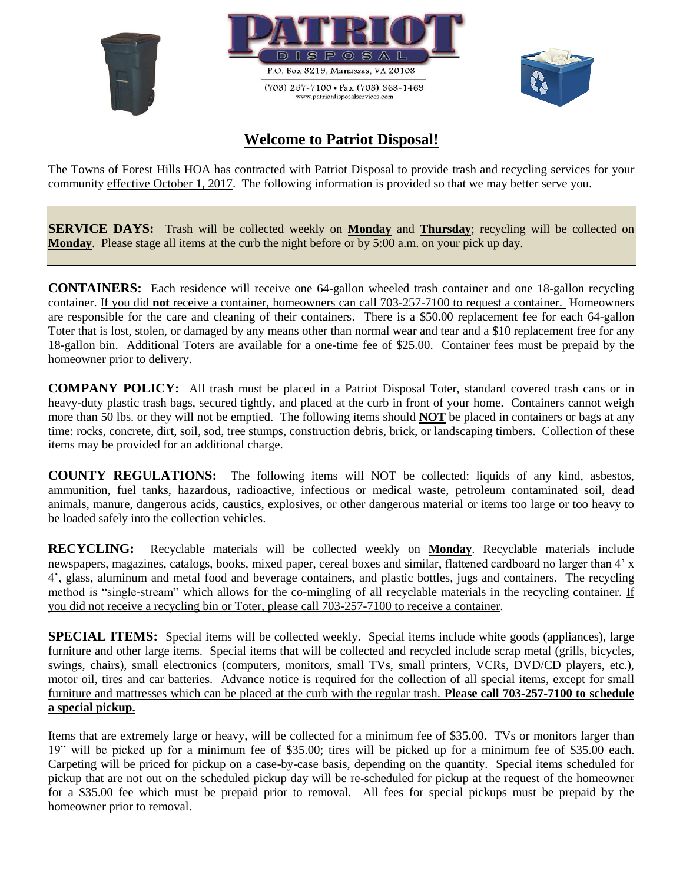PATRIOT DISPOSAL

P.O. Box 3219, Manassas, VA 20108

(703) 257-7100 • Fax (703) 368-1469
www.patriotdisposalservices.com

# Welcome to Patriot Disposal!

The Towns of Forest Hills HOA has contracted with Patriot Disposal to provide trash and recycling services for your community effective October 1, 2017. The following information is provided so that we may better serve you.

**SERVICE DAYS:** Trash will be collected weekly on **Monday** and **Thursday**; recycling will be collected on **Monday**. Please stage all items at the curb the night before or by 5:00 a.m. on your pick up day.

**CONTAINERS:** Each residence will receive one 64-gallon wheeled trash container and one 18-gallon recycling container. If you did **not** receive a container, homeowners can call 703-257-7100 to request a container. Homeowners are responsible for the care and cleaning of their containers. There is a $50.00 replacement fee for each 64-gallon Toter that is lost, stolen, or damaged by any means other than normal wear and tear and a $10 replacement free for any 18-gallon bin. Additional Toters are available for a one-time fee of $25.00. Container fees must be prepaid by the homeowner prior to delivery.

**COMPANY POLICY:** All trash must be placed in a Patriot Disposal Toter, standard covered trash cans or in heavy-duty plastic trash bags, secured tightly, and placed at the curb in front of your home. Containers cannot weigh more than 50 lbs. or they will not be emptied. The following items should **NOT** be placed in containers or bags at any time: rocks, concrete, dirt, soil, sod, tree stumps, construction debris, brick, or landscaping timbers. Collection of these items may be provided for an additional charge.

**COUNTY REGULATIONS:** The following items will NOT be collected: liquids of any kind, asbestos, ammunition, fuel tanks, hazardous, radioactive, infectious or medical waste, petroleum contaminated soil, dead animals, manure, dangerous acids, caustics, explosives, or other dangerous material or items too large or too heavy to be loaded safely into the collection vehicles.

**RECYCLING:** Recyclable materials will be collected weekly on **Monday**. Recyclable materials include newspapers, magazines, catalogs, books, mixed paper, cereal boxes and similar, flattened cardboard no larger than 4' x 4', glass, aluminum and metal food and beverage containers, and plastic bottles, jugs and containers. The recycling method is "single-stream" which allows for the co-mingling of all recyclable materials in the recycling container. If you did not receive a recycling bin or Toter, please call 703-257-7100 to receive a container.

**SPECIAL ITEMS:** Special items will be collected weekly. Special items include white goods (appliances), large furniture and other large items. Special items that will be collected and recycled include scrap metal (grills, bicycles, swings, chairs), small electronics (computers, monitors, small TVs, small printers, VCRs, DVD/CD players, etc.), motor oil, tires and car batteries. Advance notice is required for the collection of all special items, except for small furniture and mattresses which can be placed at the curb with the regular trash. **Please call 703-257-7100 to schedule a special pickup.**

Items that are extremely large or heavy, will be collected for a minimum fee of $35.00. TVs or monitors larger than 19" will be picked up for a minimum fee of $35.00; tires will be picked up for a minimum fee of $35.00 each. Carpeting will be priced for pickup on a case-by-case basis, depending on the quantity. Special items scheduled for pickup that are not out on the scheduled pickup day will be re-scheduled for pickup at the request of the homeowner for a $35.00 fee which must be prepaid prior to removal. All fees for special pickups must be prepaid by the homeowner prior to removal.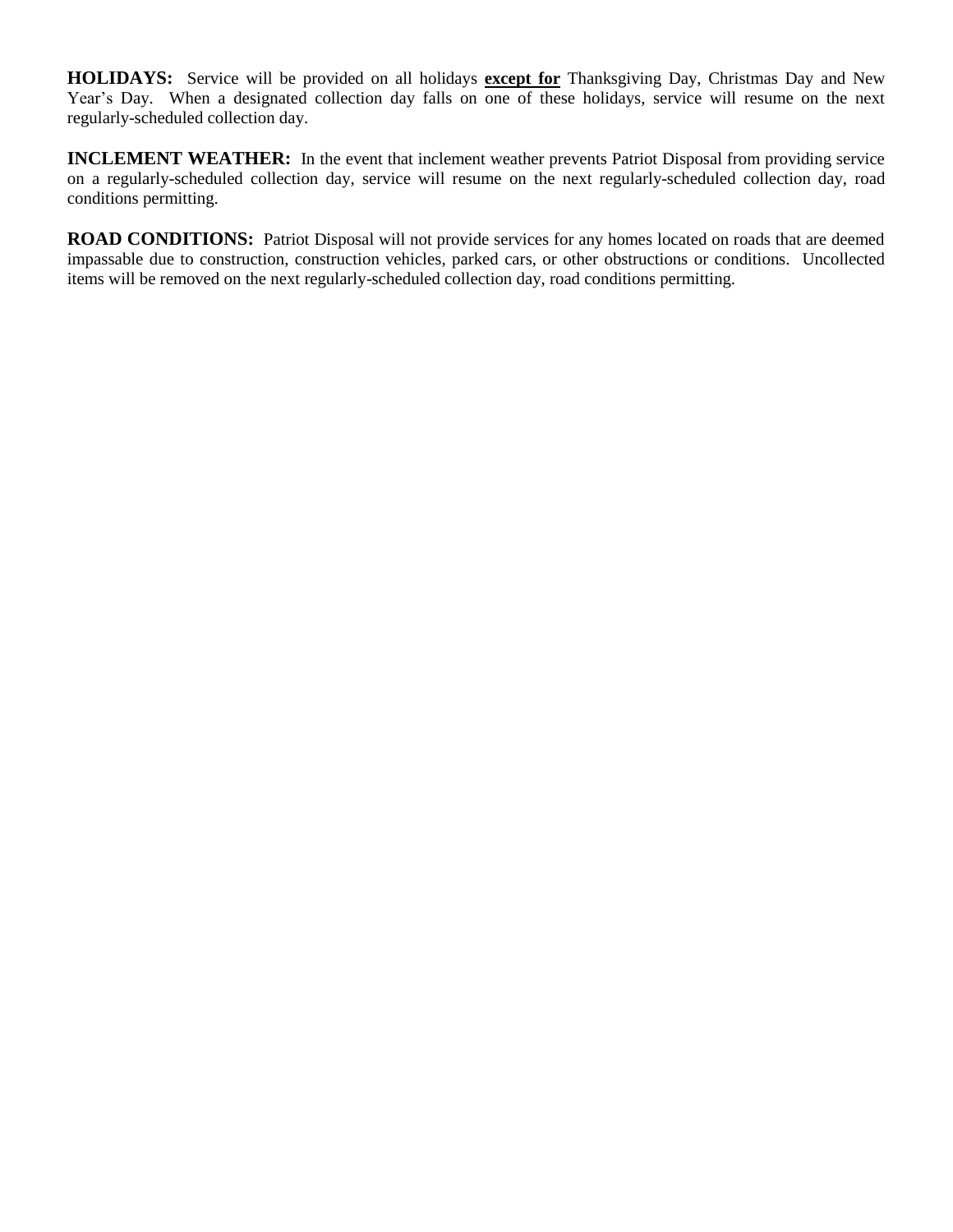**HOLIDAYS:** Service will be provided on all holidays **except for** Thanksgiving Day, Christmas Day and New Year's Day. When a designated collection day falls on one of these holidays, service will resume on the next regularly-scheduled collection day.

**INCLEMENT WEATHER:** In the event that inclement weather prevents Patriot Disposal from providing service on a regularly-scheduled collection day, service will resume on the next regularly-scheduled collection day, road conditions permitting.

**ROAD CONDITIONS:** Patriot Disposal will not provide services for any homes located on roads that are deemed impassable due to construction, construction vehicles, parked cars, or other obstructions or conditions. Uncollected items will be removed on the next regularly-scheduled collection day, road conditions permitting.